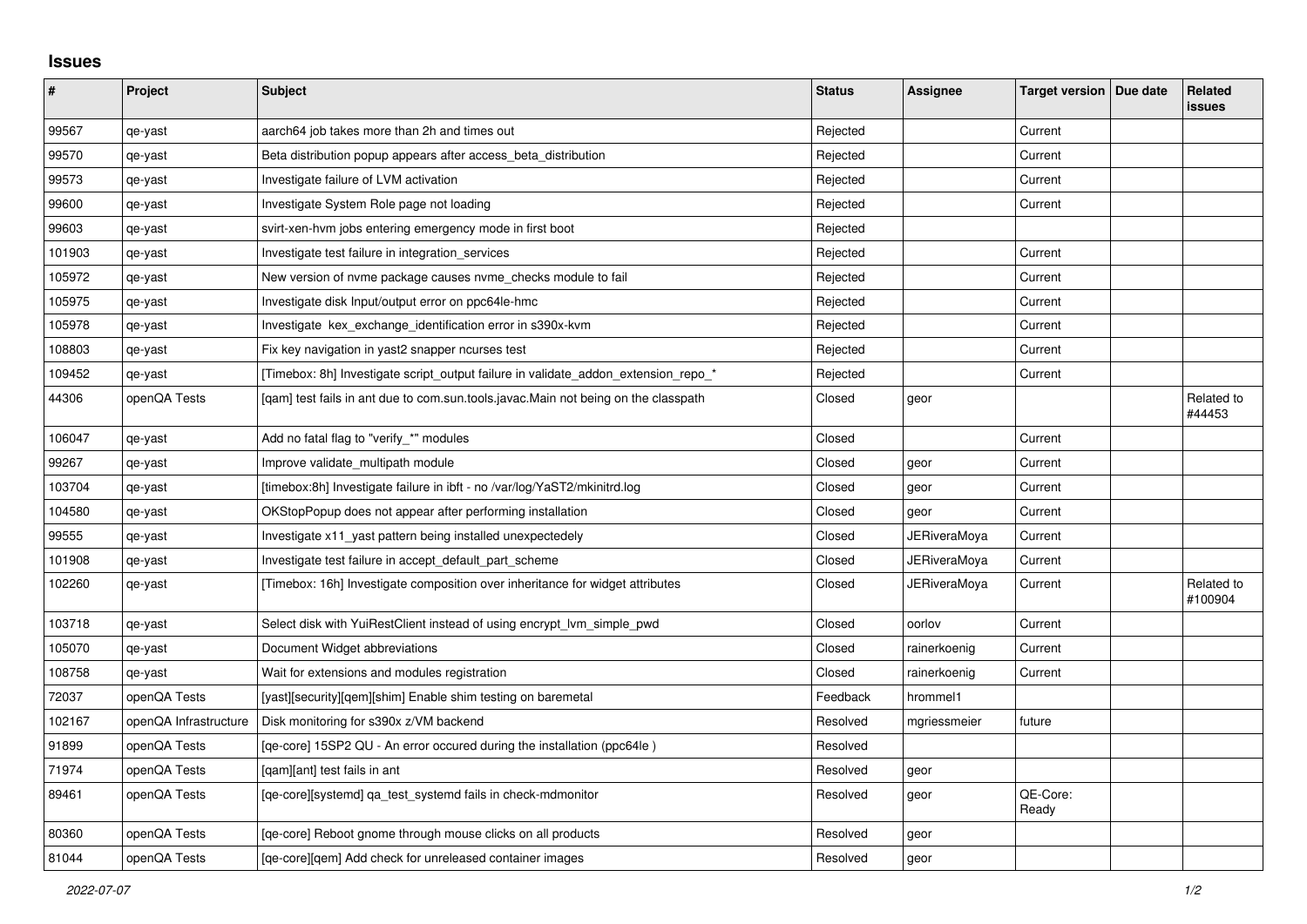# Issues

| # | Project | Subject | Status | Assignee | Target version | Due date | Related issues |
|---|---|---|---|---|---|---|---|
| 99567 | qe-yast | aarch64 job takes more than 2h and times out | Rejected | | Current | | |
| 99570 | qe-yast | Beta distribution popup appears after access_beta_distribution | Rejected | | Current | | |
| 99573 | qe-yast | Investigate failure of LVM activation | Rejected | | Current | | |
| 99600 | qe-yast | Investigate System Role page not loading | Rejected | | Current | | |
| 99603 | qe-yast | svirt-xen-hvm jobs entering emergency mode in first boot | Rejected | | | | |
| 101903 | qe-yast | Investigate test failure in integration_services | Rejected | | Current | | |
| 105972 | qe-yast | New version of nvme package causes nvme_checks module to fail | Rejected | | Current | | |
| 105975 | qe-yast | Investigate disk Input/output error on ppc64le-hmc | Rejected | | Current | | |
| 105978 | qe-yast | Investigate kex_exchange_identification error in s390x-kvm | Rejected | | Current | | |
| 108803 | qe-yast | Fix key navigation in yast2 snapper ncurses test | Rejected | | Current | | |
| 109452 | qe-yast | [Timebox: 8h] Investigate script_output failure in validate_addon_extension_repo_* | Rejected | | Current | | |
| 44306 | openQA Tests | [qam] test fails in ant due to com.sun.tools.javac.Main not being on the classpath | Closed | geor | | | Related to #44453 |
| 106047 | qe-yast | Add no fatal flag to "verify_*" modules | Closed | | Current | | |
| 99267 | qe-yast | Improve validate_multipath module | Closed | geor | Current | | |
| 103704 | qe-yast | [timebox:8h] Investigate failure in ibft - no /var/log/YaST2/mkinitrd.log | Closed | geor | Current | | |
| 104580 | qe-yast | OKStopPopup does not appear after performing installation | Closed | geor | Current | | |
| 99555 | qe-yast | Investigate x11_yast pattern being installed unexpectedely | Closed | JERiveraMoya | Current | | |
| 101908 | qe-yast | Investigate test failure in accept_default_part_scheme | Closed | JERiveraMoya | Current | | |
| 102260 | qe-yast | [Timebox: 16h] Investigate composition over inheritance for widget attributes | Closed | JERiveraMoya | Current | | Related to #100904 |
| 103718 | qe-yast | Select disk with YuiRestClient instead of using encrypt_lvm_simple_pwd | Closed | oorlov | Current | | |
| 105070 | qe-yast | Document Widget abbreviations | Closed | rainerkoenig | Current | | |
| 108758 | qe-yast | Wait for extensions and modules registration | Closed | rainerkoenig | Current | | |
| 72037 | openQA Tests | [yast][security][qem][shim] Enable shim testing on baremetal | Feedback | hrommel1 | | | |
| 102167 | openQA Infrastructure | Disk monitoring for s390x z/VM backend | Resolved | mgriessmeier | future | | |
| 91899 | openQA Tests | [qe-core] 15SP2 QU - An error occured during the installation (ppc64le ) | Resolved | | | | |
| 71974 | openQA Tests | [qam][ant] test fails in ant | Resolved | geor | | | |
| 89461 | openQA Tests | [qe-core][systemd] qa_test_systemd fails in check-mdmonitor | Resolved | geor | QE-Core: Ready | | |
| 80360 | openQA Tests | [qe-core] Reboot gnome through mouse clicks on all products | Resolved | geor | | | |
| 81044 | openQA Tests | [qe-core][qem] Add check for unreleased container images | Resolved | geor | | | |

*2022-07-07*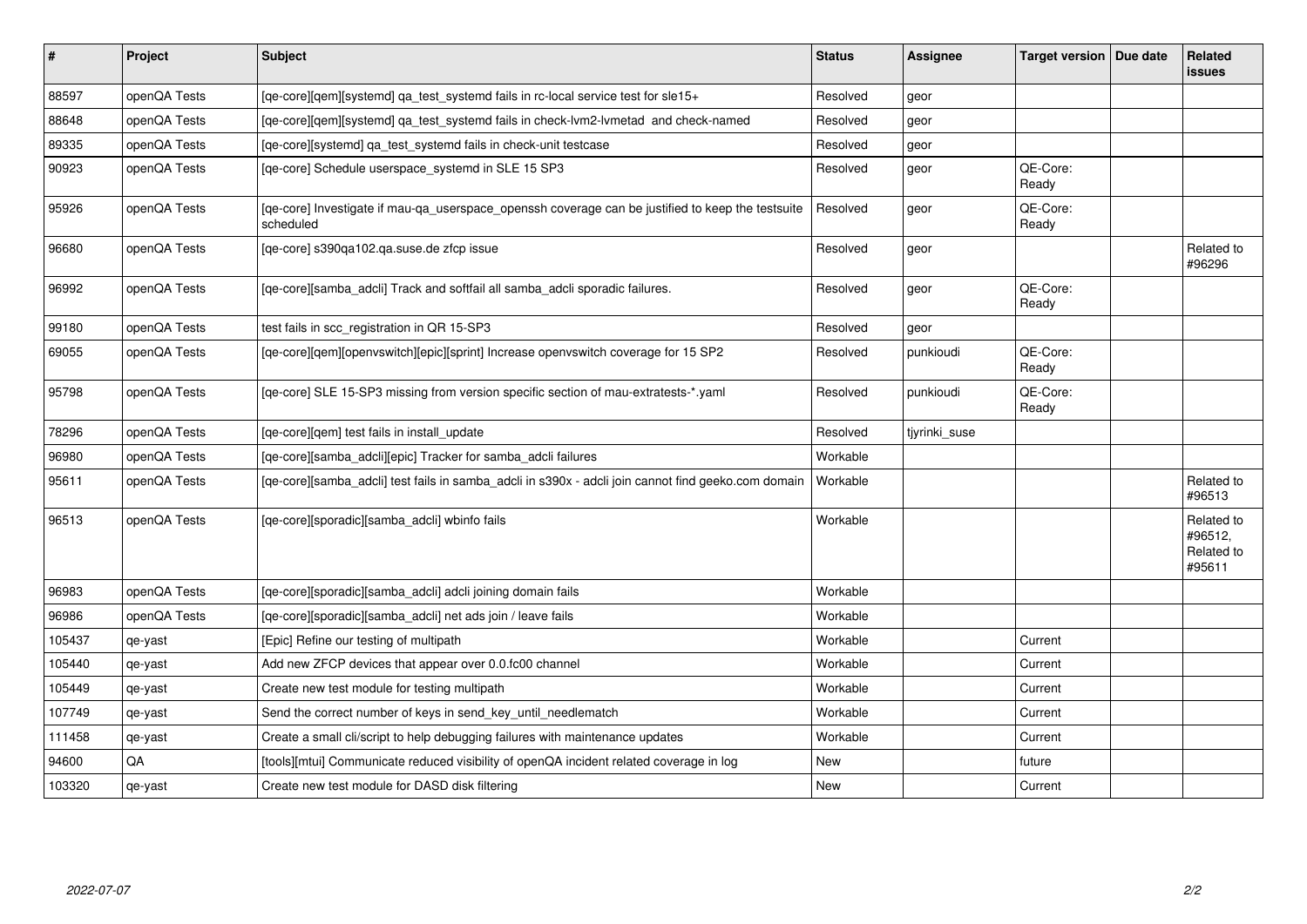| # | Project | Subject | Status | Assignee | Target version | Due date | Related issues |
|---|---|---|---|---|---|---|---|
| 88597 | openQA Tests | [qe-core][qem][systemd] qa_test_systemd fails in rc-local service test for sle15+ | Resolved | geor | | | |
| 88648 | openQA Tests | [qe-core][qem][systemd] qa_test_systemd fails in check-lvm2-lvmetad and check-named | Resolved | geor | | | |
| 89335 | openQA Tests | [qe-core][systemd] qa_test_systemd fails in check-unit testcase | Resolved | geor | | | |
| 90923 | openQA Tests | [qe-core] Schedule userspace_systemd in SLE 15 SP3 | Resolved | geor | QE-Core: Ready | | |
| 95926 | openQA Tests | [qe-core] Investigate if mau-qa_userspace_openssh coverage can be justified to keep the testsuite scheduled | Resolved | geor | QE-Core: Ready | | |
| 96680 | openQA Tests | [qe-core] s390qa102.qa.suse.de zfcp issue | Resolved | geor | | | Related to #96296 |
| 96992 | openQA Tests | [qe-core][samba_adcli] Track and softfail all samba_adcli sporadic failures. | Resolved | geor | QE-Core: Ready | | |
| 99180 | openQA Tests | test fails in scc_registration in QR 15-SP3 | Resolved | geor | | | |
| 69055 | openQA Tests | [qe-core][qem][openvswitch][epic][sprint] Increase openvswitch coverage for 15 SP2 | Resolved | punkioudi | QE-Core: Ready | | |
| 95798 | openQA Tests | [qe-core] SLE 15-SP3 missing from version specific section of mau-extratests-*.yaml | Resolved | punkioudi | QE-Core: Ready | | |
| 78296 | openQA Tests | [qe-core][qem] test fails in install_update | Resolved | tjyrinki_suse | | | |
| 96980 | openQA Tests | [qe-core][samba_adcli][epic] Tracker for samba_adcli failures | Workable | | | | |
| 95611 | openQA Tests | [qe-core][samba_adcli] test fails in samba_adcli in s390x - adcli join cannot find geeko.com domain | Workable | | | | Related to #96513 |
| 96513 | openQA Tests | [qe-core][sporadic][samba_adcli] wbinfo fails | Workable | | | | Related to #96512, Related to #95611 |
| 96983 | openQA Tests | [qe-core][sporadic][samba_adcli] adcli joining domain fails | Workable | | | | |
| 96986 | openQA Tests | [qe-core][sporadic][samba_adcli] net ads join / leave fails | Workable | | | | |
| 105437 | qe-yast | [Epic] Refine our testing of multipath | Workable | | Current | | |
| 105440 | qe-yast | Add new ZFCP devices that appear over 0.0.fc00 channel | Workable | | Current | | |
| 105449 | qe-yast | Create new test module for testing multipath | Workable | | Current | | |
| 107749 | qe-yast | Send the correct number of keys in send_key_until_needlematch | Workable | | Current | | |
| 111458 | qe-yast | Create a small cli/script to help debugging failures with maintenance updates | Workable | | Current | | |
| 94600 | QA | [tools][mtui] Communicate reduced visibility of openQA incident related coverage in log | New | | future | | |
| 103320 | qe-yast | Create new test module for DASD disk filtering | New | | Current | | |